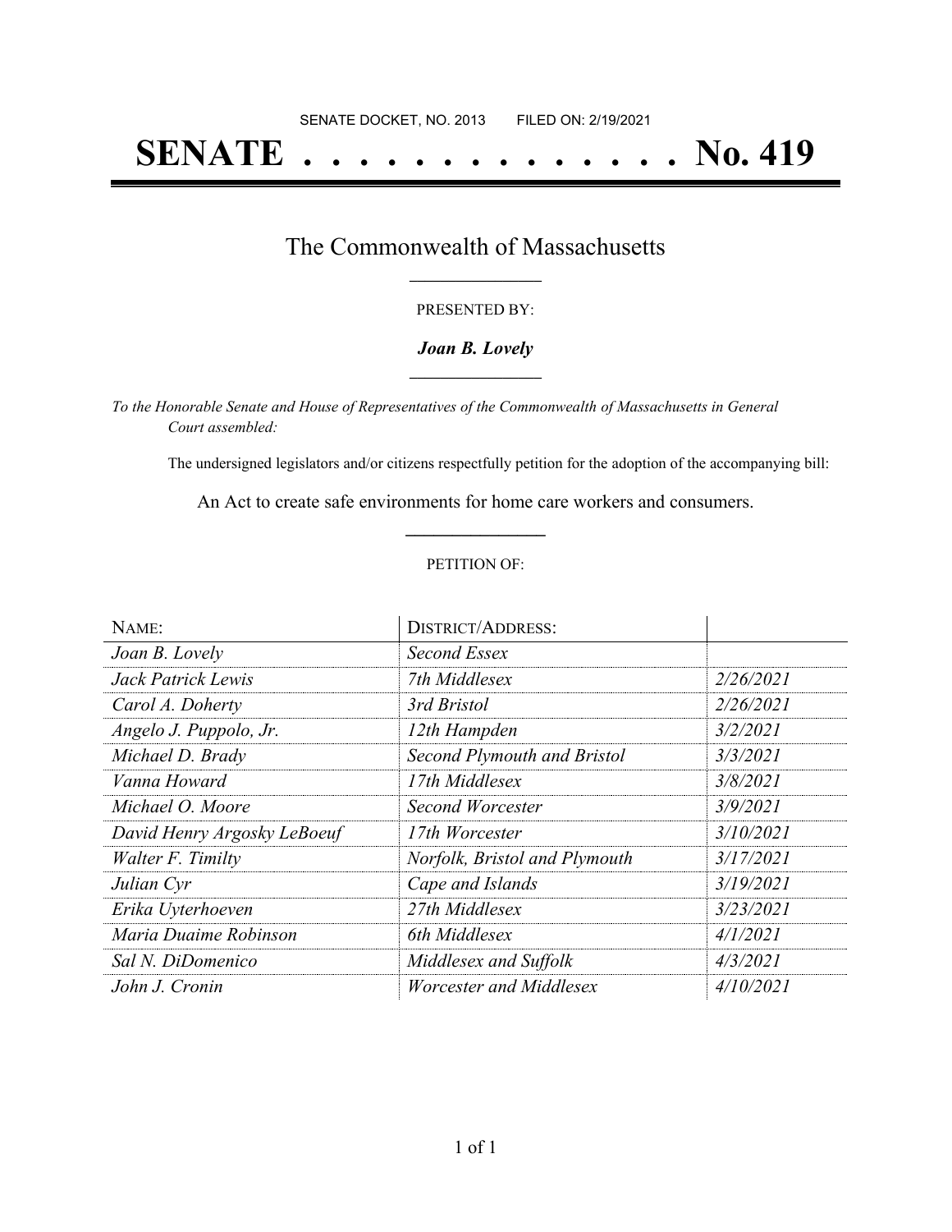SENATE DOCKET, NO. 2013 FILED ON: 2/19/2021

# SENATE . . . . . . . . . . . . . . No. 419

## The Commonwealth of Massachusetts

PRESENTED BY:

***Joan B. Lovely***

*To the Honorable Senate and House of Representatives of the Commonwealth of Massachusetts in General Court assembled:*

The undersigned legislators and/or citizens respectfully petition for the adoption of the accompanying bill:

An Act to create safe environments for home care workers and consumers.

PETITION OF:

| NAME: | DISTRICT/ADDRESS: | |
|---|---|---|
| *Joan B. Lovely* | *Second Essex* | |
| *Jack Patrick Lewis* | *7th Middlesex* | *2/26/2021* |
| *Carol A. Doherty* | *3rd Bristol* | *2/26/2021* |
| *Angelo J. Puppolo, Jr.* | *12th Hampden* | *3/2/2021* |
| *Michael D. Brady* | *Second Plymouth and Bristol* | *3/3/2021* |
| *Vanna Howard* | *17th Middlesex* | *3/8/2021* |
| *Michael O. Moore* | *Second Worcester* | *3/9/2021* |
| *David Henry Argosky LeBoeuf* | *17th Worcester* | *3/10/2021* |
| *Walter F. Timilty* | *Norfolk, Bristol and Plymouth* | *3/17/2021* |
| *Julian Cyr* | *Cape and Islands* | *3/19/2021* |
| *Erika Uyterhoeven* | *27th Middlesex* | *3/23/2021* |
| *Maria Duaime Robinson* | *6th Middlesex* | *4/1/2021* |
| *Sal N. DiDomenico* | *Middlesex and Suffolk* | *4/3/2021* |
| *John J. Cronin* | *Worcester and Middlesex* | *4/10/2021* |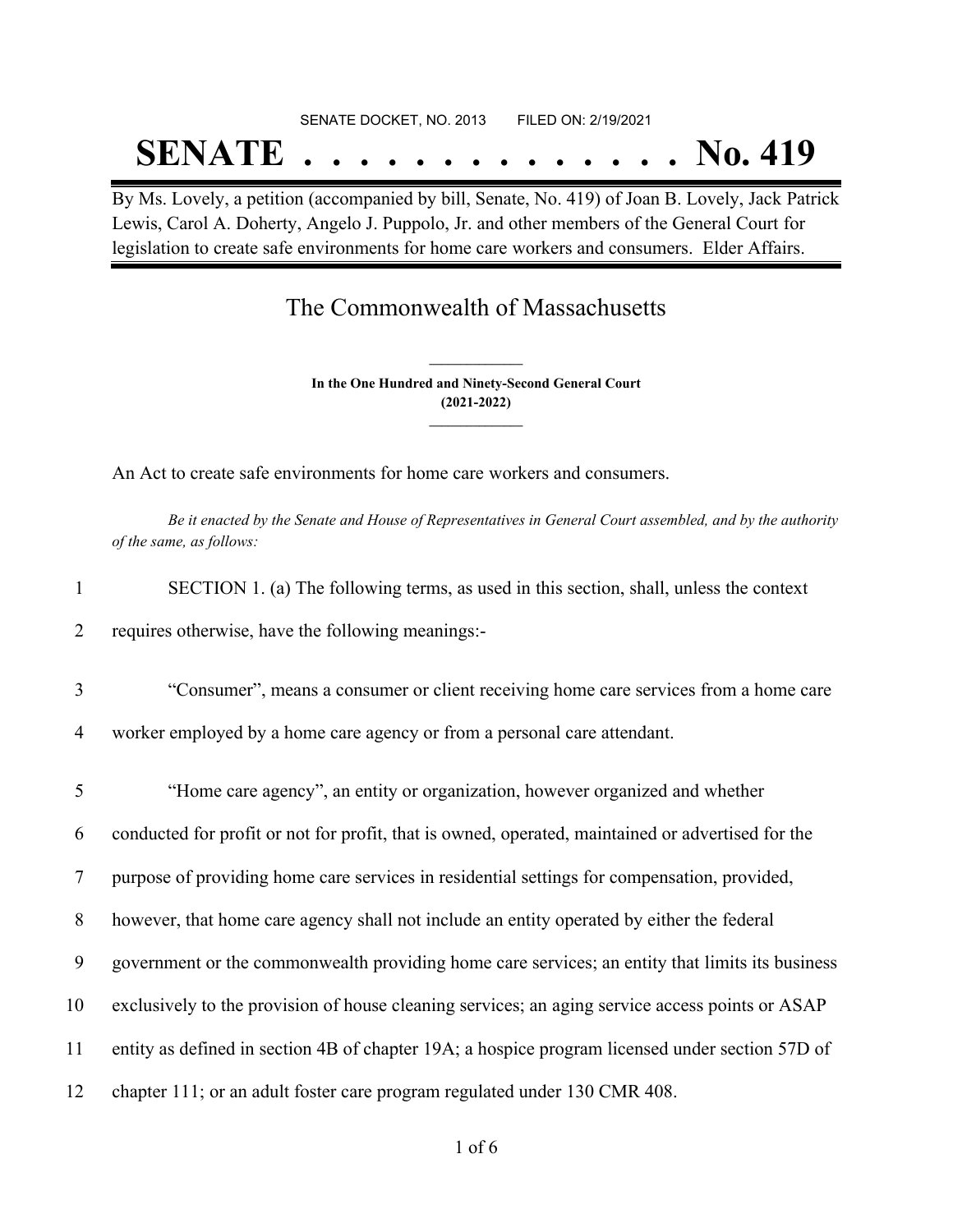SENATE DOCKET, NO. 2013        FILED ON: 2/19/2021

# SENATE . . . . . . . . . . . . . . No. 419

By Ms. Lovely, a petition (accompanied by bill, Senate, No. 419) of Joan B. Lovely, Jack Patrick Lewis, Carol A. Doherty, Angelo J. Puppolo, Jr. and other members of the General Court for legislation to create safe environments for home care workers and consumers. Elder Affairs.

## The Commonwealth of Massachusetts

**In the One Hundred and Ninety-Second General Court**
**(2021-2022)**

An Act to create safe environments for home care workers and consumers.

*Be it enacted by the Senate and House of Representatives in General Court assembled, and by the authority of the same, as follows:*

1 SECTION 1. (a) The following terms, as used in this section, shall, unless the context
2 requires otherwise, have the following meanings:-

3 "Consumer", means a consumer or client receiving home care services from a home care
4 worker employed by a home care agency or from a personal care attendant.

5 "Home care agency", an entity or organization, however organized and whether
6 conducted for profit or not for profit, that is owned, operated, maintained or advertised for the
7 purpose of providing home care services in residential settings for compensation, provided,
8 however, that home care agency shall not include an entity operated by either the federal
9 government or the commonwealth providing home care services; an entity that limits its business
10 exclusively to the provision of house cleaning services; an aging service access points or ASAP
11 entity as defined in section 4B of chapter 19A; a hospice program licensed under section 57D of
12 chapter 111; or an adult foster care program regulated under 130 CMR 408.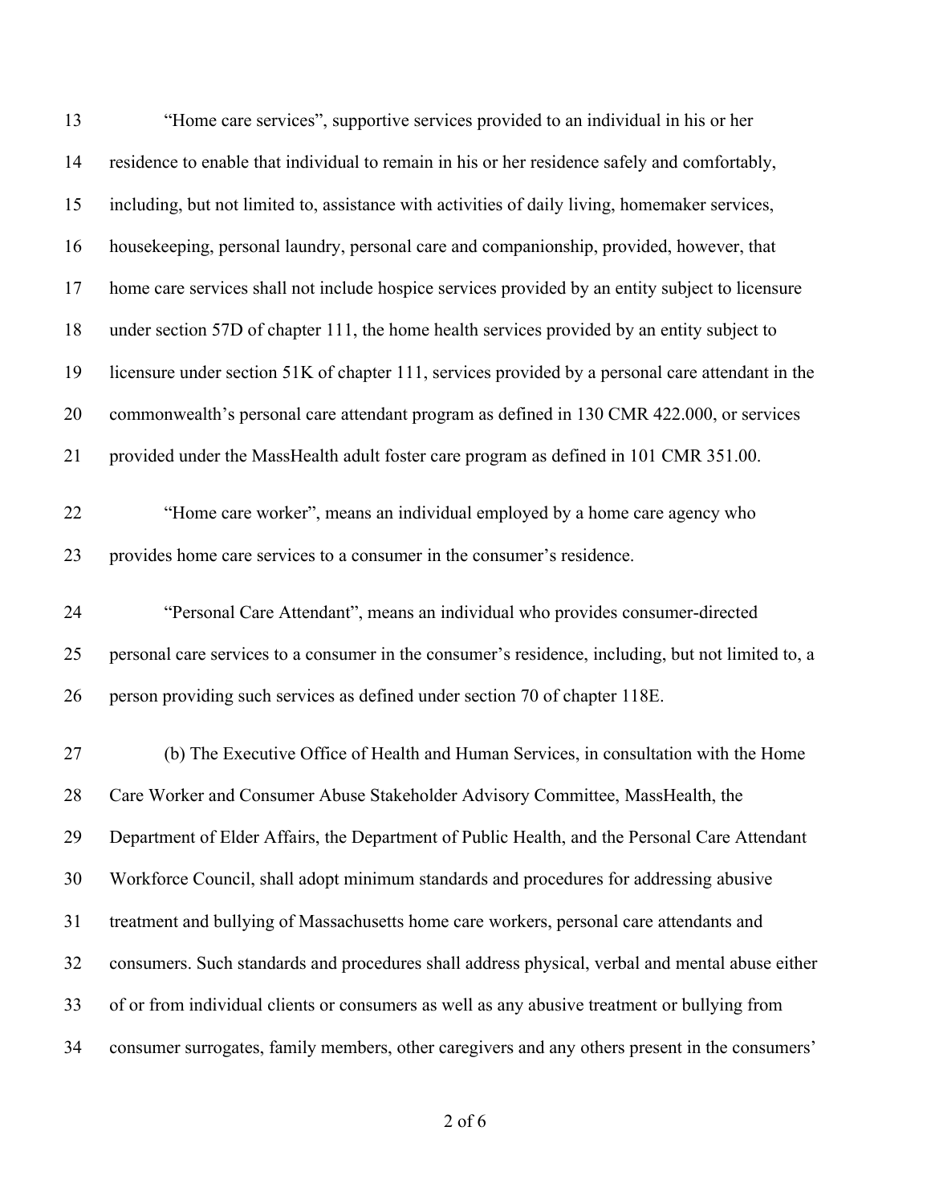"Home care services", supportive services provided to an individual in his or her residence to enable that individual to remain in his or her residence safely and comfortably, including, but not limited to, assistance with activities of daily living, homemaker services, housekeeping, personal laundry, personal care and companionship, provided, however, that home care services shall not include hospice services provided by an entity subject to licensure under section 57D of chapter 111, the home health services provided by an entity subject to licensure under section 51K of chapter 111, services provided by a personal care attendant in the commonwealth's personal care attendant program as defined in 130 CMR 422.000, or services provided under the MassHealth adult foster care program as defined in 101 CMR 351.00.

"Home care worker", means an individual employed by a home care agency who provides home care services to a consumer in the consumer's residence.

"Personal Care Attendant", means an individual who provides consumer-directed personal care services to a consumer in the consumer's residence, including, but not limited to, a person providing such services as defined under section 70 of chapter 118E.

(b) The Executive Office of Health and Human Services, in consultation with the Home Care Worker and Consumer Abuse Stakeholder Advisory Committee, MassHealth, the Department of Elder Affairs, the Department of Public Health, and the Personal Care Attendant Workforce Council, shall adopt minimum standards and procedures for addressing abusive treatment and bullying of Massachusetts home care workers, personal care attendants and consumers. Such standards and procedures shall address physical, verbal and mental abuse either of or from individual clients or consumers as well as any abusive treatment or bullying from consumer surrogates, family members, other caregivers and any others present in the consumers'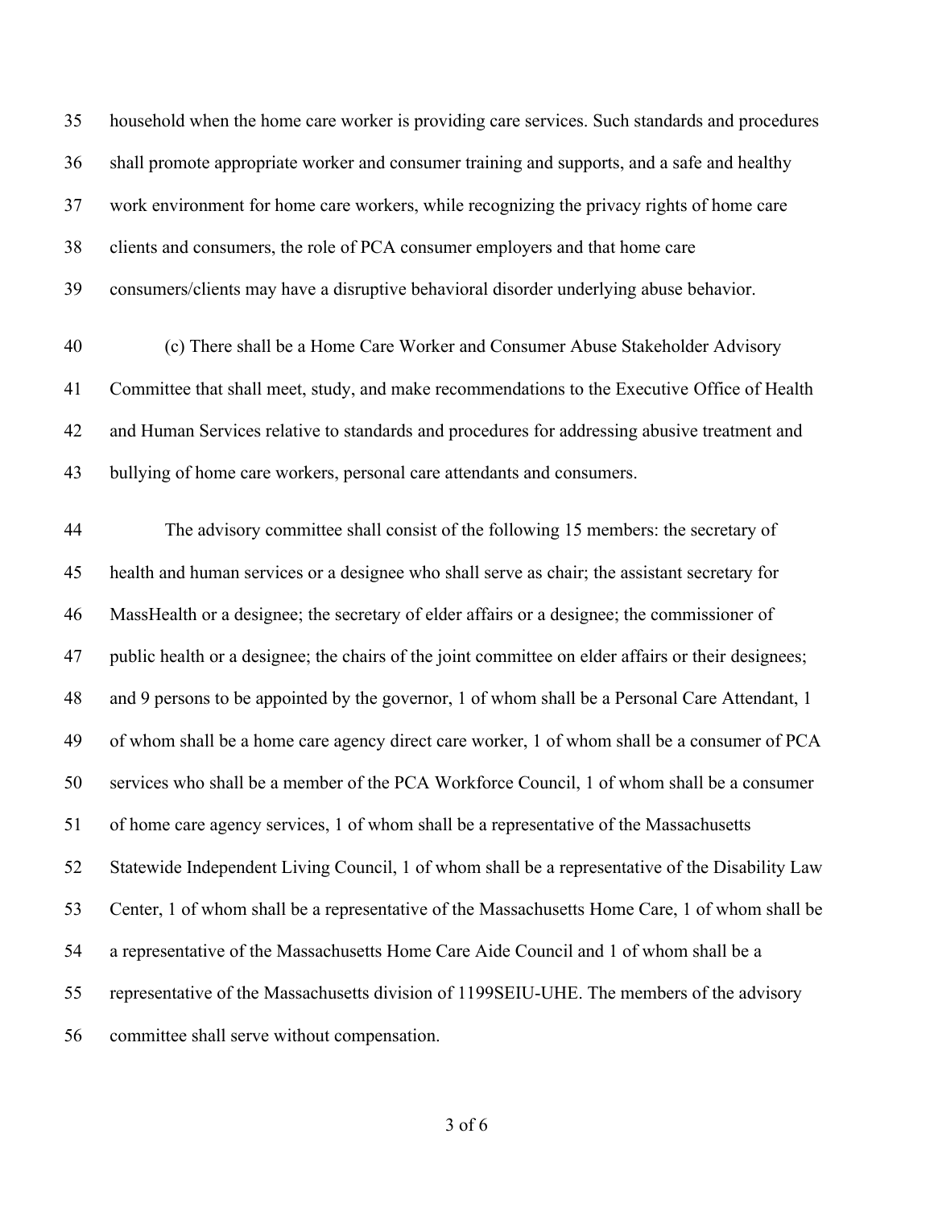household when the home care worker is providing care services. Such standards and procedures shall promote appropriate worker and consumer training and supports, and a safe and healthy work environment for home care workers, while recognizing the privacy rights of home care clients and consumers, the role of PCA consumer employers and that home care consumers/clients may have a disruptive behavioral disorder underlying abuse behavior.

(c) There shall be a Home Care Worker and Consumer Abuse Stakeholder Advisory Committee that shall meet, study, and make recommendations to the Executive Office of Health and Human Services relative to standards and procedures for addressing abusive treatment and bullying of home care workers, personal care attendants and consumers.

The advisory committee shall consist of the following 15 members: the secretary of health and human services or a designee who shall serve as chair; the assistant secretary for MassHealth or a designee; the secretary of elder affairs or a designee; the commissioner of public health or a designee; the chairs of the joint committee on elder affairs or their designees; and 9 persons to be appointed by the governor, 1 of whom shall be a Personal Care Attendant, 1 of whom shall be a home care agency direct care worker, 1 of whom shall be a consumer of PCA services who shall be a member of the PCA Workforce Council, 1 of whom shall be a consumer of home care agency services, 1 of whom shall be a representative of the Massachusetts Statewide Independent Living Council, 1 of whom shall be a representative of the Disability Law Center, 1 of whom shall be a representative of the Massachusetts Home Care, 1 of whom shall be a representative of the Massachusetts Home Care Aide Council and 1 of whom shall be a representative of the Massachusetts division of 1199SEIU-UHE. The members of the advisory committee shall serve without compensation.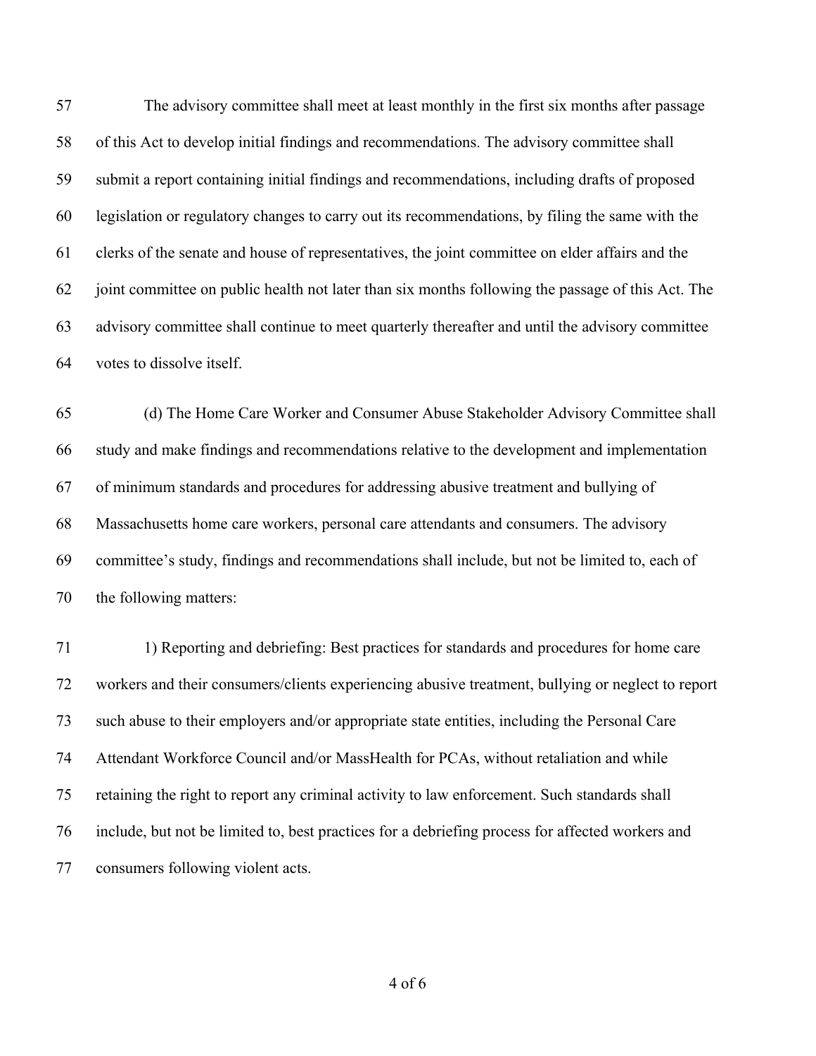The advisory committee shall meet at least monthly in the first six months after passage of this Act to develop initial findings and recommendations. The advisory committee shall submit a report containing initial findings and recommendations, including drafts of proposed legislation or regulatory changes to carry out its recommendations, by filing the same with the clerks of the senate and house of representatives, the joint committee on elder affairs and the joint committee on public health not later than six months following the passage of this Act. The advisory committee shall continue to meet quarterly thereafter and until the advisory committee votes to dissolve itself.

(d) The Home Care Worker and Consumer Abuse Stakeholder Advisory Committee shall study and make findings and recommendations relative to the development and implementation of minimum standards and procedures for addressing abusive treatment and bullying of Massachusetts home care workers, personal care attendants and consumers. The advisory committee's study, findings and recommendations shall include, but not be limited to, each of the following matters:

1) Reporting and debriefing: Best practices for standards and procedures for home care workers and their consumers/clients experiencing abusive treatment, bullying or neglect to report such abuse to their employers and/or appropriate state entities, including the Personal Care Attendant Workforce Council and/or MassHealth for PCAs, without retaliation and while retaining the right to report any criminal activity to law enforcement. Such standards shall include, but not be limited to, best practices for a debriefing process for affected workers and consumers following violent acts.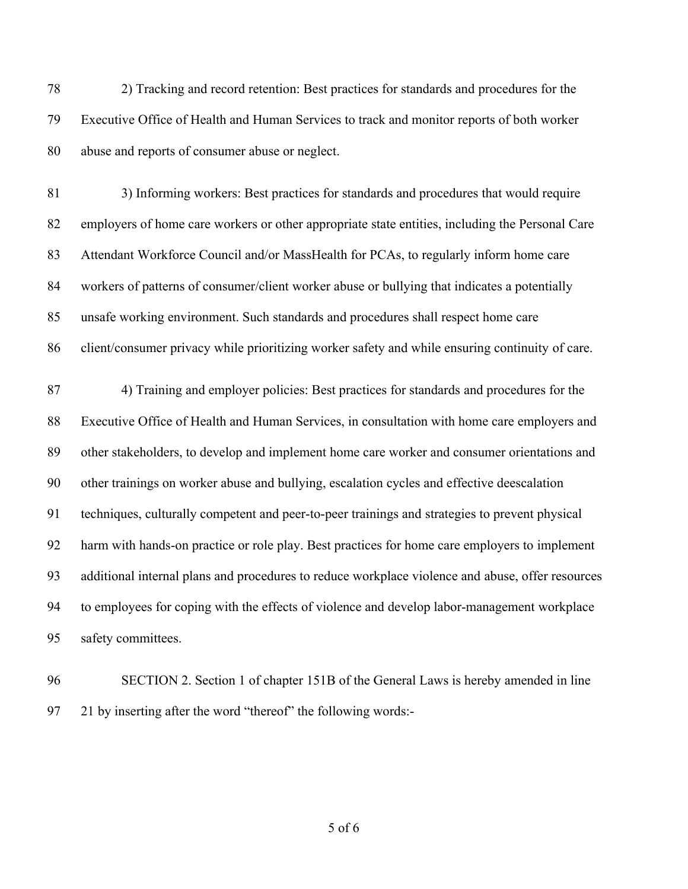2) Tracking and record retention: Best practices for standards and procedures for the Executive Office of Health and Human Services to track and monitor reports of both worker abuse and reports of consumer abuse or neglect.

3) Informing workers: Best practices for standards and procedures that would require employers of home care workers or other appropriate state entities, including the Personal Care Attendant Workforce Council and/or MassHealth for PCAs, to regularly inform home care workers of patterns of consumer/client worker abuse or bullying that indicates a potentially unsafe working environment. Such standards and procedures shall respect home care client/consumer privacy while prioritizing worker safety and while ensuring continuity of care.

4) Training and employer policies: Best practices for standards and procedures for the Executive Office of Health and Human Services, in consultation with home care employers and other stakeholders, to develop and implement home care worker and consumer orientations and other trainings on worker abuse and bullying, escalation cycles and effective deescalation techniques, culturally competent and peer-to-peer trainings and strategies to prevent physical harm with hands-on practice or role play. Best practices for home care employers to implement additional internal plans and procedures to reduce workplace violence and abuse, offer resources to employees for coping with the effects of violence and develop labor-management workplace safety committees.

SECTION 2. Section 1 of chapter 151B of the General Laws is hereby amended in line 21 by inserting after the word "thereof" the following words:-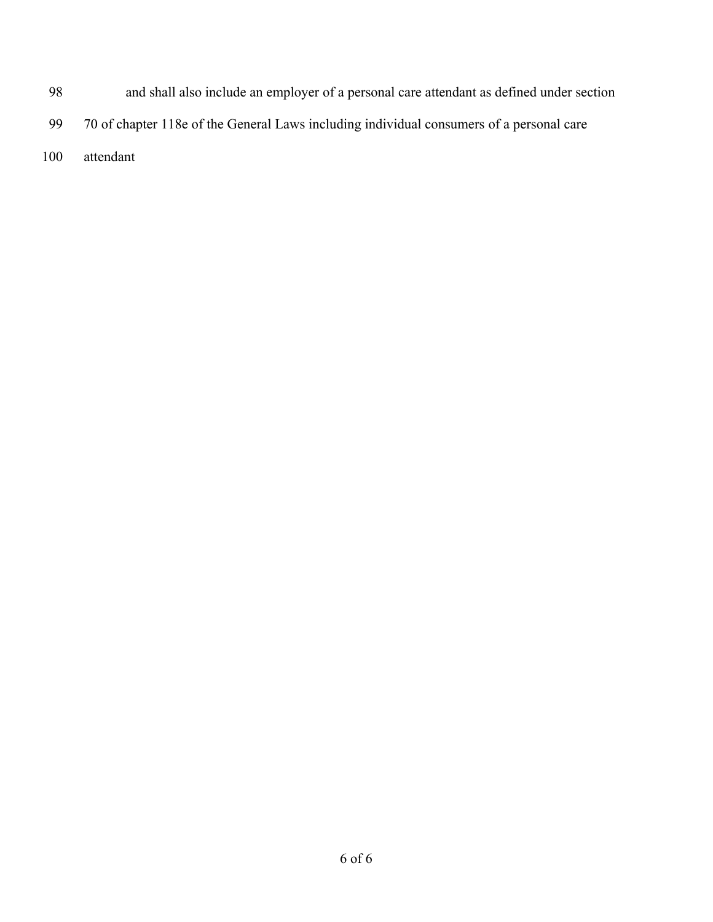and shall also include an employer of a personal care attendant as defined under section 70 of chapter 118e of the General Laws including individual consumers of a personal care attendant